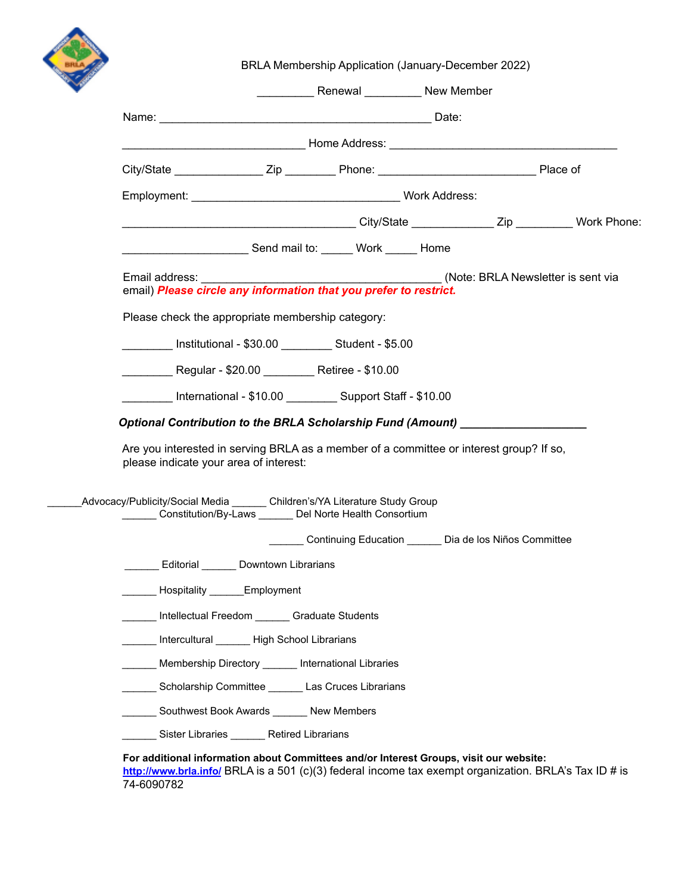BRLA Membership Application (January-December 2022)

_________ Renewal _________ New Member

Name: ___________________________________________ Date:

_____________________________ Home Address: ____________________________________

City/State ______________ Zip ________ Phone: _________________________ Place of

Employment: _________________________________ Work Address:

_____________________________________ City/State _____________ Zip _________ Work Phone:

____________________ Send mail to: _____ Work _____ Home

Email address: ______________________________________ (Note: BRLA Newsletter is sent via email) ***Please circle any information that you prefer to restrict.***

Please check the appropriate membership category:

________ Institutional - $30.00 ________ Student - $5.00

________ Regular - $20.00 ________ Retiree - $10.00

________ International - $10.00 ________ Support Staff - $10.00

***Optional Contribution to the BRLA Scholarship Fund (Amount)*** ____________________

Are you interested in serving BRLA as a member of a committee or interest group? If so, please indicate your area of interest:

______Advocacy/Publicity/Social Media ______ Children's/YA Literature Study Group

______ Constitution/By-Laws ______ Del Norte Health Consortium

______ Continuing Education ______ Dia de los Niños Committee

______ Editorial ______ Downtown Librarians

______ Hospitality ______Employment

______ Intellectual Freedom ______ Graduate Students

______ Intercultural ______ High School Librarians

______ Membership Directory ______ International Libraries

______ Scholarship Committee ______ Las Cruces Librarians

______ Southwest Book Awards ______ New Members

______ Sister Libraries ______ Retired Librarians

**For additional information about Committees and/or Interest Groups, visit our website:** http://www.brla.info/ BRLA is a 501 (c)(3) federal income tax exempt organization. BRLA's Tax ID # is 74-6090782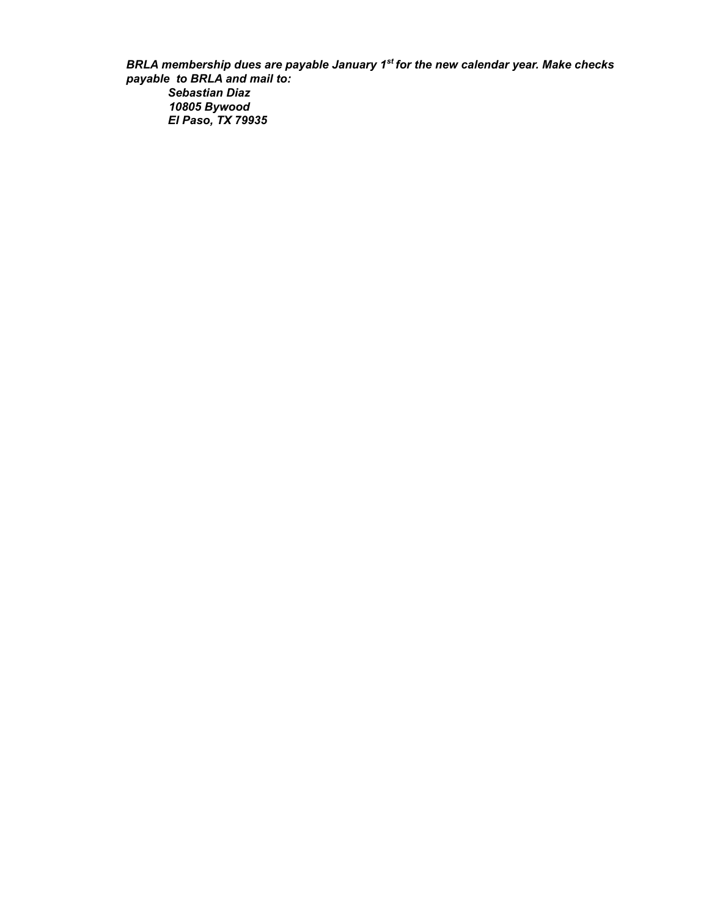***BRLA membership dues are payable January 1st for the new calendar year. Make checks payable to BRLA and mail to:***

***Sebastian Diaz***
***10805 Bywood***
***El Paso, TX 79935***